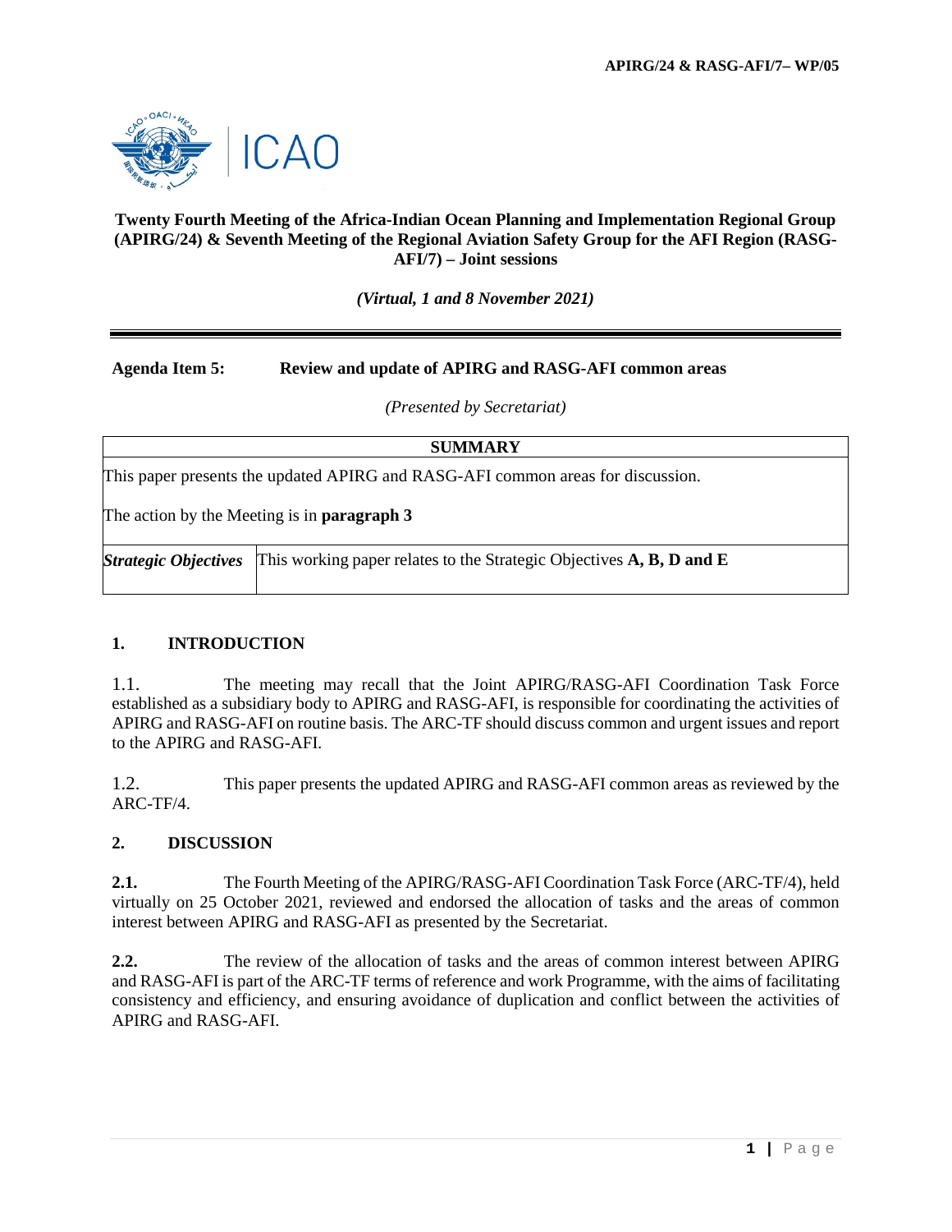**APIRG/24 & RASG-AFI/7– WP/05**

ICAO

**Twenty Fourth Meeting of the Africa-Indian Ocean Planning and Implementation Regional Group (APIRG/24) & Seventh Meeting of the Regional Aviation Safety Group for the AFI Region (RASG-AFI/7) – Joint sessions**

*(Virtual, 1 and 8 November 2021)*

---

**Agenda Item 5: Review and update of APIRG and RASG-AFI common areas**

*(Presented by Secretariat)*

| **SUMMARY** | |
|---|---|
| This paper presents the updated APIRG and RASG-AFI common areas for discussion.<br><br>The action by the Meeting is in **paragraph 3** | |
| ***Strategic Objectives*** | This working paper relates to the Strategic Objectives **A, B, D and E** |

## 1. INTRODUCTION

1.1. The meeting may recall that the Joint APIRG/RASG-AFI Coordination Task Force established as a subsidiary body to APIRG and RASG-AFI, is responsible for coordinating the activities of APIRG and RASG-AFI on routine basis. The ARC-TF should discuss common and urgent issues and report to the APIRG and RASG-AFI.

1.2. This paper presents the updated APIRG and RASG-AFI common areas as reviewed by the ARC-TF/4.

## 2. DISCUSSION

**2.1.** The Fourth Meeting of the APIRG/RASG-AFI Coordination Task Force (ARC-TF/4), held virtually on 25 October 2021, reviewed and endorsed the allocation of tasks and the areas of common interest between APIRG and RASG-AFI as presented by the Secretariat.

**2.2.** The review of the allocation of tasks and the areas of common interest between APIRG and RASG-AFI is part of the ARC-TF terms of reference and work Programme, with the aims of facilitating consistency and efficiency, and ensuring avoidance of duplication and conflict between the activities of APIRG and RASG-AFI.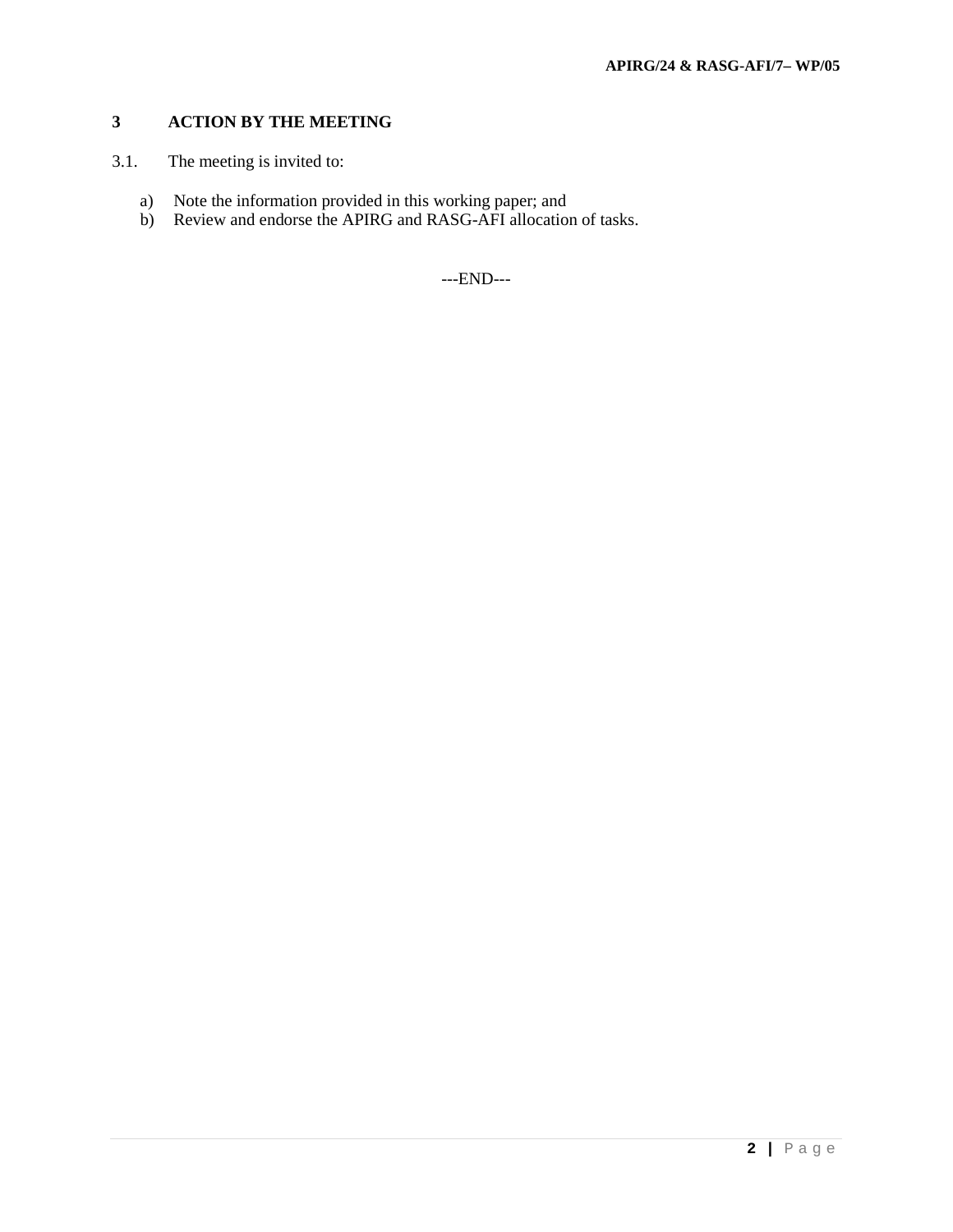## 3 ACTION BY THE MEETING

3.1. The meeting is invited to:

a) Note the information provided in this working paper; and
b) Review and endorse the APIRG and RASG-AFI allocation of tasks.

---END---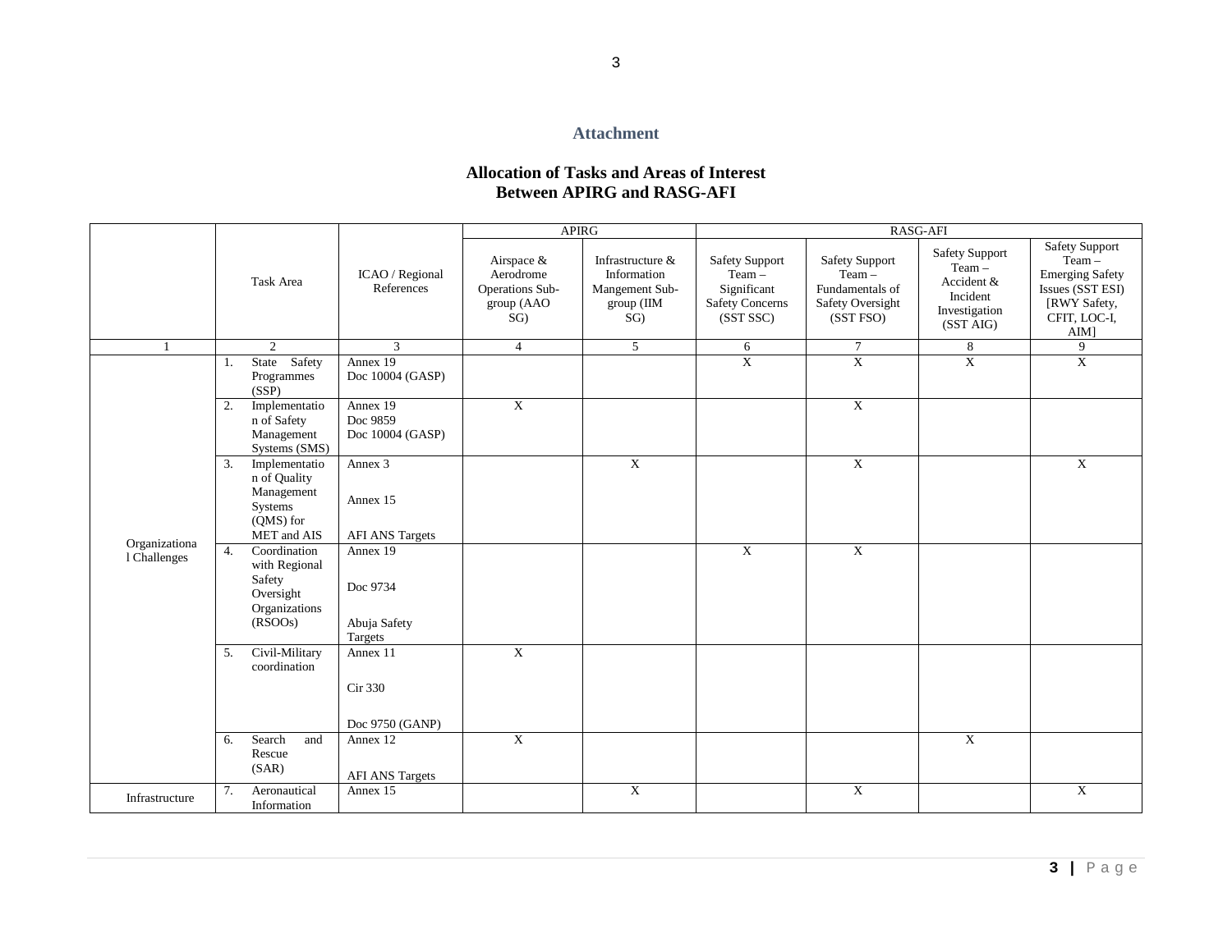## Attachment

### Allocation of Tasks and Areas of Interest Between APIRG and RASG-AFI

| | Task Area | ICAO / Regional References | APIRG | | RASG-AFI | | | |
|---|---|---|---|---|---|---|---|---|
| | | | Airspace & Aerodrome Operations Sub-group (AAO SG) | Infrastructure & Information Mangement Sub-group (IIM SG) | Safety Support Team – Significant Safety Concerns (SST SSC) | Safety Support Team – Fundamentals of Safety Oversight (SST FSO) | Safety Support Team – Accident & Incident Investigation (SST AIG) | Safety Support Team – Emerging Safety Issues (SST ESI) [RWY Safety, CFIT, LOC-I, AIM] |
| 1 | 2 | 3 | 4 | 5 | 6 | 7 | 8 | 9 |
| Organizational Challenges | 1. State Safety Programmes (SSP) | Annex 19<br>Doc 10004 (GASP) | | | X | X | X | X |
| | 2. Implementation of Safety Management Systems (SMS) | Annex 19<br>Doc 9859<br>Doc 10004 (GASP) | X | | | X | | |
| | 3. Implementation of Quality Management Systems (QMS) for MET and AIS | Annex 3<br>Annex 15<br>AFI ANS Targets | | X | | X | | X |
| | 4. Coordination with Regional Safety Oversight Organizations (RSOOs) | Annex 19<br>Doc 9734<br>Abuja Safety Targets | | | X | X | | |
| | 5. Civil-Military coordination | Annex 11<br>Cir 330<br>Doc 9750 (GANP) | X | | | | | |
| | 6. Search and Rescue (SAR) | Annex 12<br>AFI ANS Targets | X | | | | X | |
| Infrastructure | 7. Aeronautical Information | Annex 15 | | X | | X | | X |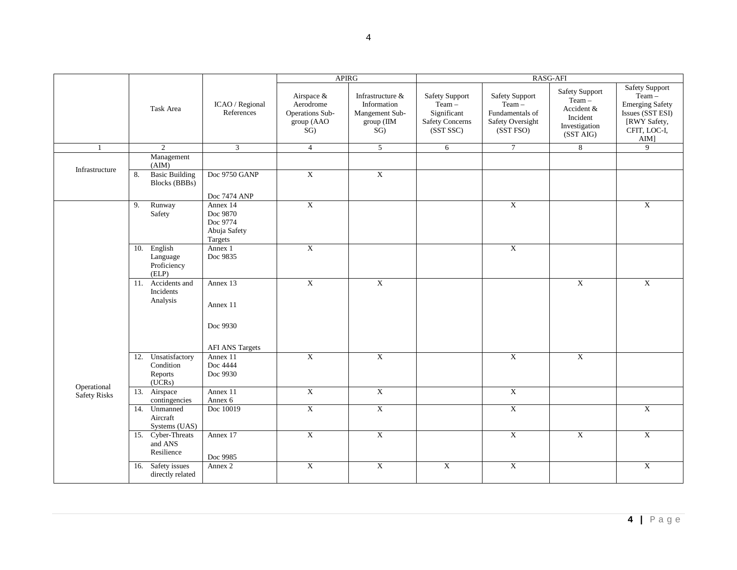| | Task Area | ICAO / Regional References | APIRG | | RASG-AFI | | | |
|---|---|---|---|---|---|---|---|---|
| | | | Airspace & Aerodrome Operations Sub-group (AAO SG) | Infrastructure & Information Mangement Sub-group (IIM SG) | Safety Support Team – Significant Safety Concerns (SST SSC) | Safety Support Team – Fundamentals of Safety Oversight (SST FSO) | Safety Support Team – Accident & Incident Investigation (SST AIG) | Safety Support Team – Emerging Safety Issues (SST ESI) [RWY Safety, CFIT, LOC-I, AIM] |
| 1 | 2 | 3 | 4 | 5 | 6 | 7 | 8 | 9 |
| Infrastructure | Management (AIM) | | | | | | | |
| | 8. Basic Building Blocks (BBBs) | Doc 9750 GANP<br><br>Doc 7474 ANP | X | X | | | | |
| Operational Safety Risks | 9. Runway Safety | Annex 14<br>Doc 9870<br>Doc 9774<br>Abuja Safety Targets | X | | | X | | X |
| | 10. English Language Proficiency (ELP) | Annex 1<br>Doc 9835 | X | | | X | | |
| | 11. Accidents and Incidents Analysis | Annex 13<br><br>Annex 11<br><br>Doc 9930<br><br>AFI ANS Targets | X | X | | | X | X |
| | 12. Unsatisfactory Condition Reports (UCRs) | Annex 11<br>Doc 4444<br>Doc 9930 | X | X | | X | X | |
| | 13. Airspace contingencies | Annex 11<br>Annex 6 | X | X | | X | | |
| | 14. Unmanned Aircraft Systems (UAS) | Doc 10019 | X | X | | X | | X |
| | 15. Cyber-Threats and ANS Resilience | Annex 17<br><br>Doc 9985 | X | X | | X | X | X |
| | 16. Safety issues directly related | Annex 2 | X | X | X | X | | X |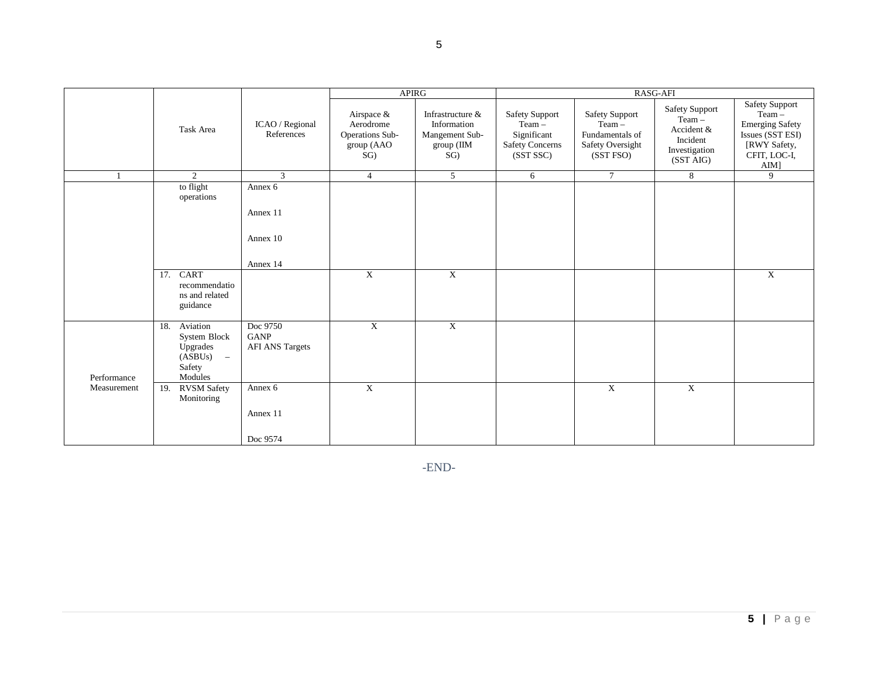| | Task Area | ICAO / Regional References | APIRG | | RASG-AFI | | | |
|---|---|---|---|---|---|---|---|---|
| | | | Airspace & Aerodrome Operations Sub-group (AAO SG) | Infrastructure & Information Mangement Sub-group (IIM SG) | Safety Support Team – Significant Safety Concerns (SST SSC) | Safety Support Team – Fundamentals of Safety Oversight (SST FSO) | Safety Support Team – Accident & Incident Investigation (SST AIG) | Safety Support Team – Emerging Safety Issues (SST ESI) [RWY Safety, CFIT, LOC-I, AIM] |
| 1 | 2 | 3 | 4 | 5 | 6 | 7 | 8 | 9 |
| | to flight operations | Annex 6<br><br>Annex 11<br><br>Annex 10<br><br>Annex 14 | | | | | | |
| | 17. CART recommendations and related guidance | | X | X | | | | X |
| Performance Measurement | 18. Aviation System Block Upgrades (ASBUs) – Safety Modules | Doc 9750<br>GANP<br>AFI ANS Targets | X | X | | | | |
| | 19. RVSM Safety Monitoring | Annex 6<br><br>Annex 11<br><br>Doc 9574 | X | | | X | X | |

-END-